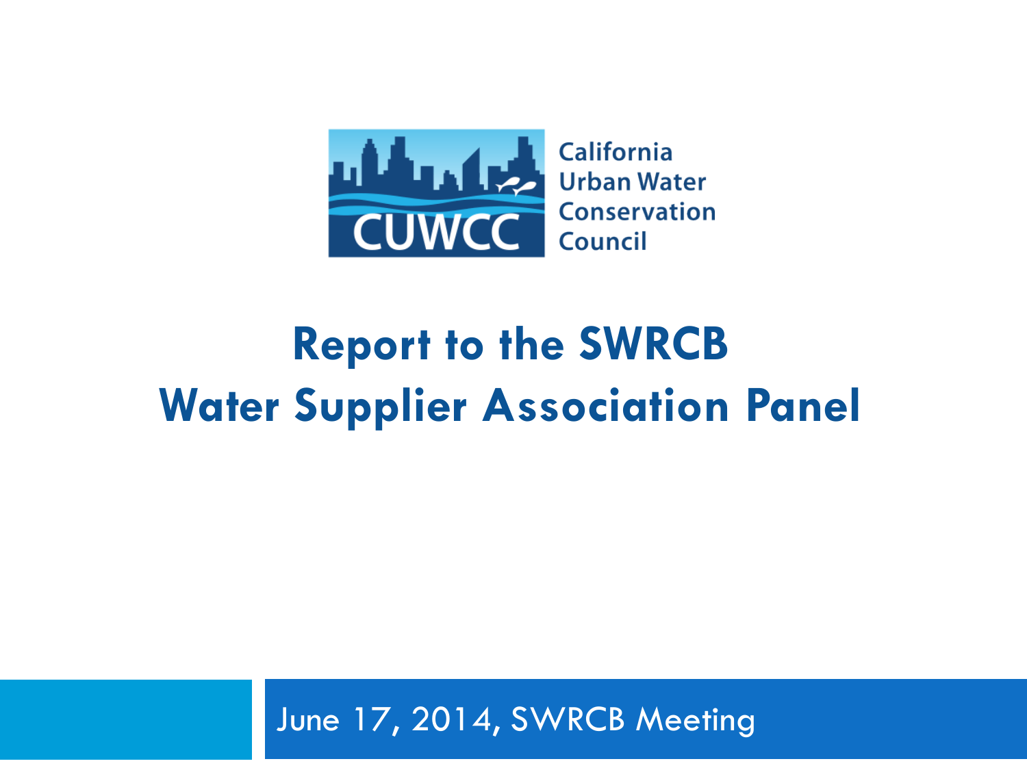CUWCC

California Urban Water Conservation Council

# Report to the SWRCB
# Water Supplier Association Panel

June 17, 2014, SWRCB Meeting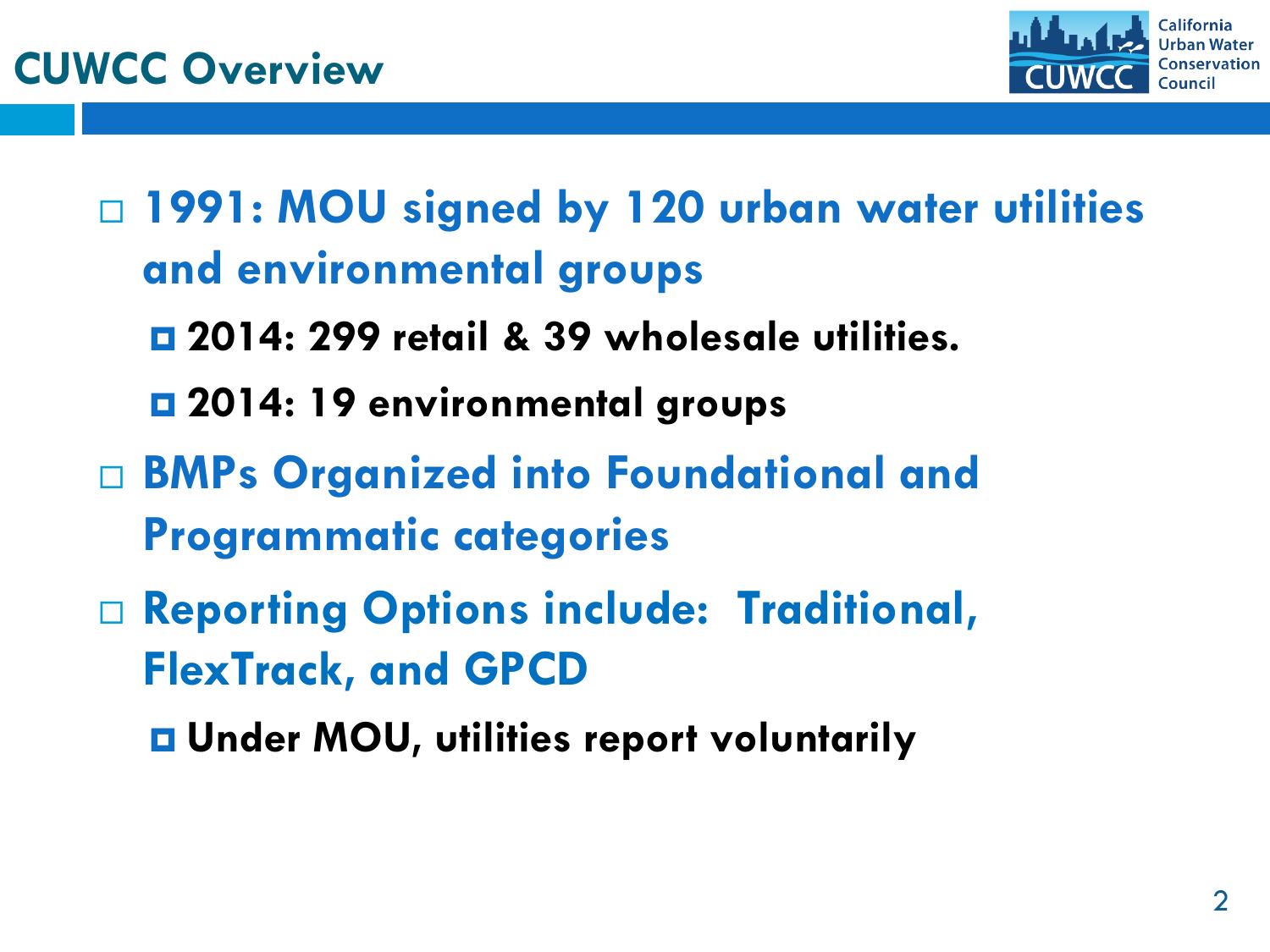# CUWCC Overview

- 1991: MOU signed by 120 urban water utilities and environmental groups
  - 2014: 299 retail & 39 wholesale utilities.
  - 2014: 19 environmental groups
- BMPs Organized into Foundational and Programmatic categories
- Reporting Options include: Traditional, FlexTrack, and GPCD
  - Under MOU, utilities report voluntarily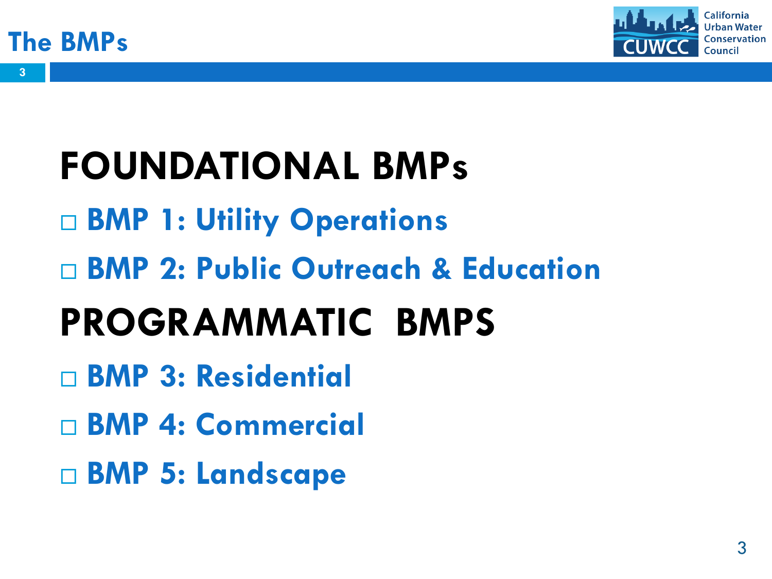# The BMPs

## FOUNDATIONAL BMPs

- BMP 1: Utility Operations
- BMP 2: Public Outreach & Education

## PROGRAMMATIC BMPS

- BMP 3: Residential
- BMP 4: Commercial
- BMP 5: Landscape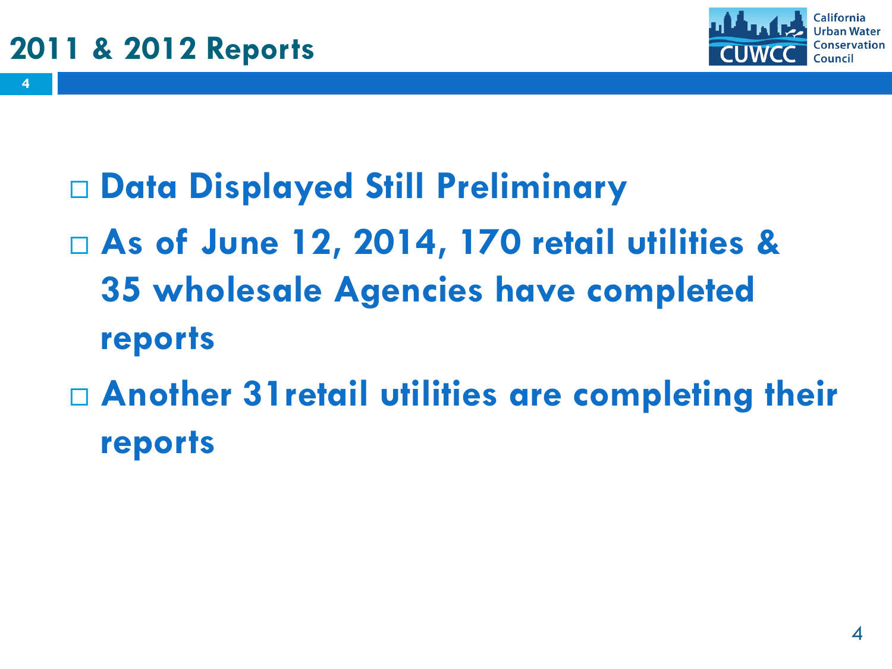# 2011 & 2012 Reports

- Data Displayed Still Preliminary
- As of June 12, 2014, 170 retail utilities & 35 wholesale Agencies have completed reports
- Another 31retail utilities are completing their reports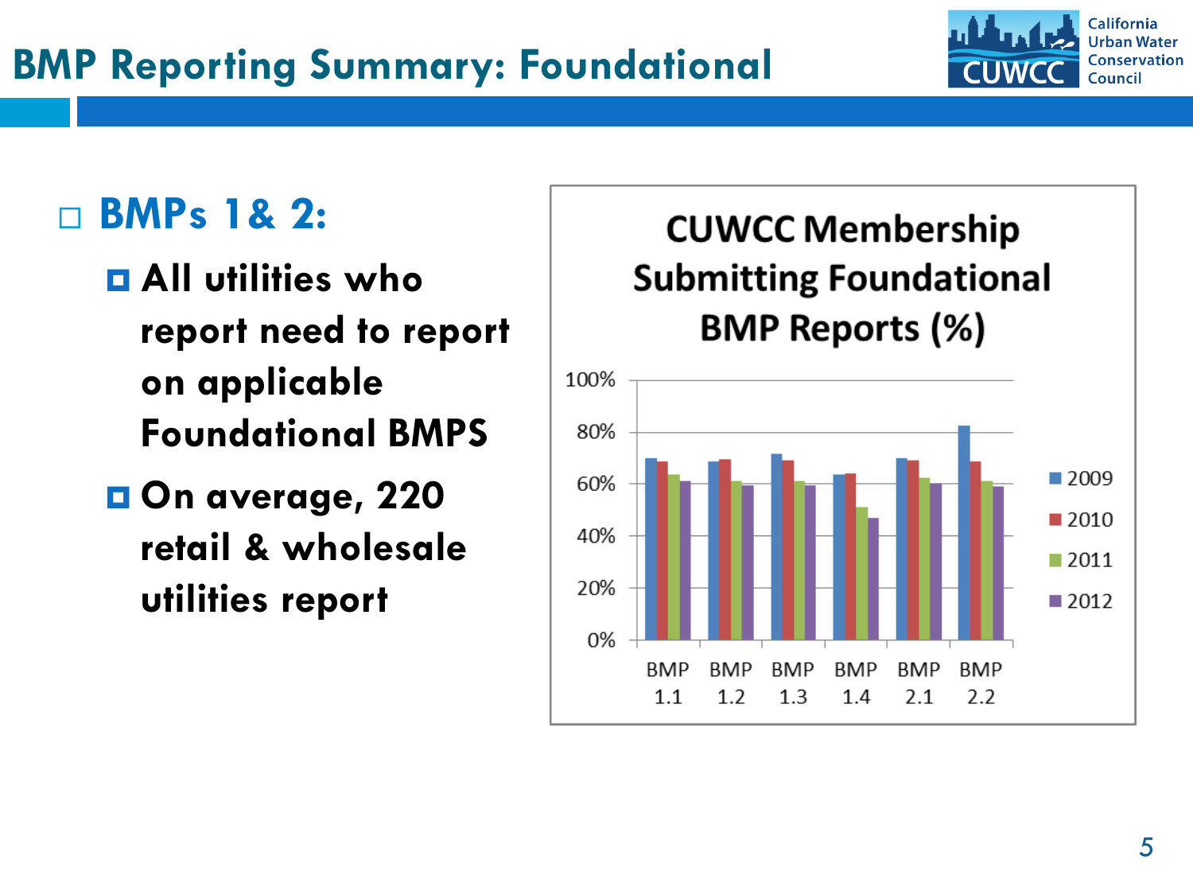# BMP Reporting Summary: Foundational

- **BMPs 1& 2:**
  - **All utilities who report need to report on applicable Foundational BMPS**
  - **On average, 220 retail & wholesale utilities report**

**CUWCC Membership Submitting Foundational BMP Reports (%)**

| | 2009 | 2010 | 2011 | 2012 |
|---|---|---|---|---|
| BMP 1.1 | 70% | 69% | 64% | 61% |
| BMP 1.2 | 69% | 70% | 61% | 60% |
| BMP 1.3 | 72% | 69% | 61% | 60% |
| BMP 1.4 | 64% | 64% | 51% | 47% |
| BMP 2.1 | 70% | 69% | 62% | 60% |
| BMP 2.2 | 83% | 69% | 61% | 59% |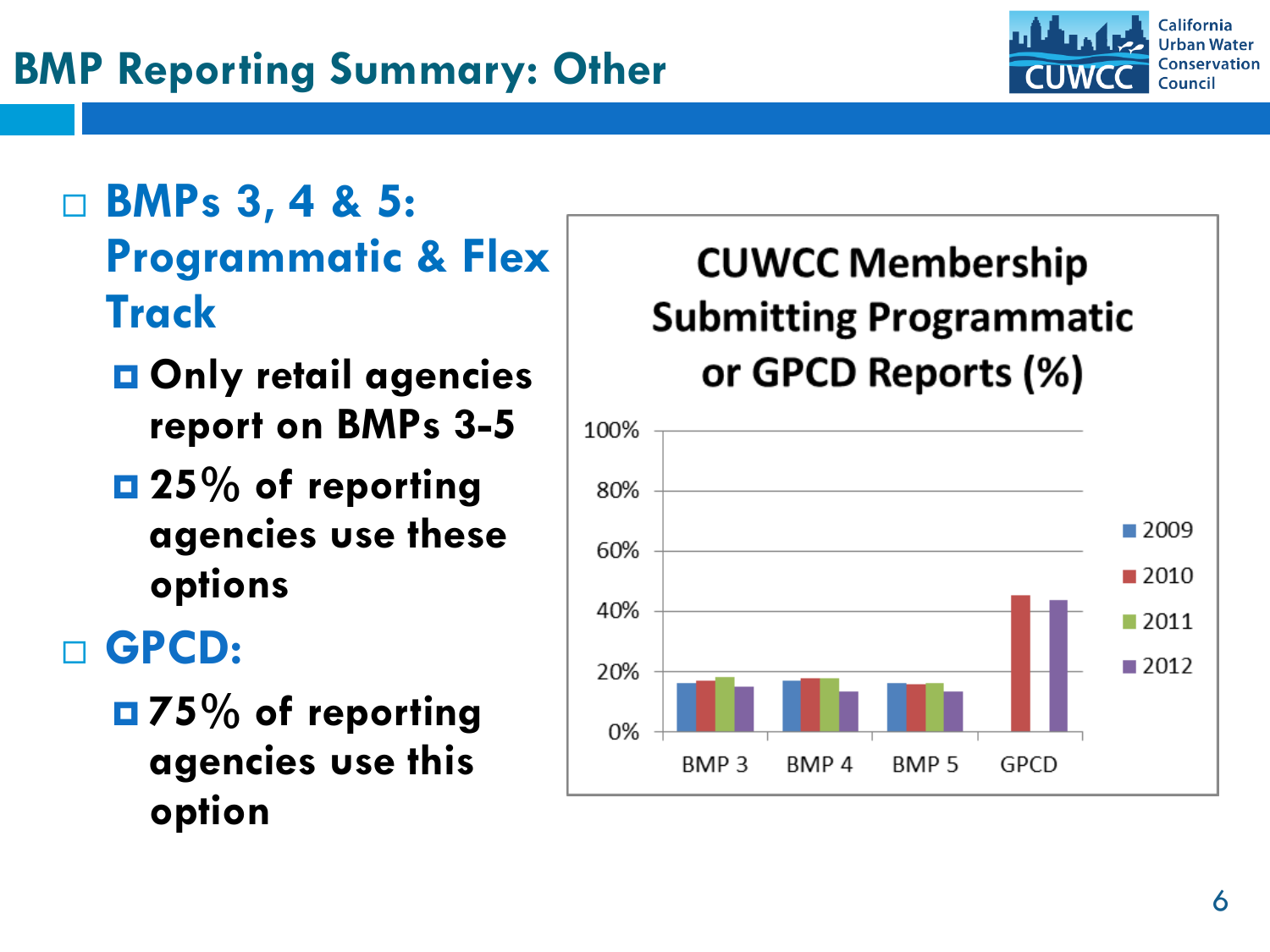# BMP Reporting Summary: Other

- **BMPs 3, 4 & 5: Programmatic & Flex Track**
  - **Only retail agencies report on BMPs 3-5**
  - **25% of reporting agencies use these options**
- **GPCD:**
  - **75% of reporting agencies use this option**

**CUWCC Membership Submitting Programmatic or GPCD Reports (%)**

| | 2009 | 2010 | 2011 | 2012 |
|---|---|---|---|---|
| BMP 3 | ~16% | ~17% | ~18% | ~15% |
| BMP 4 | ~17% | ~18% | ~18% | ~13% |
| BMP 5 | ~16% | ~16% | ~16% | ~13% |
| GPCD | | ~45% | | ~44% |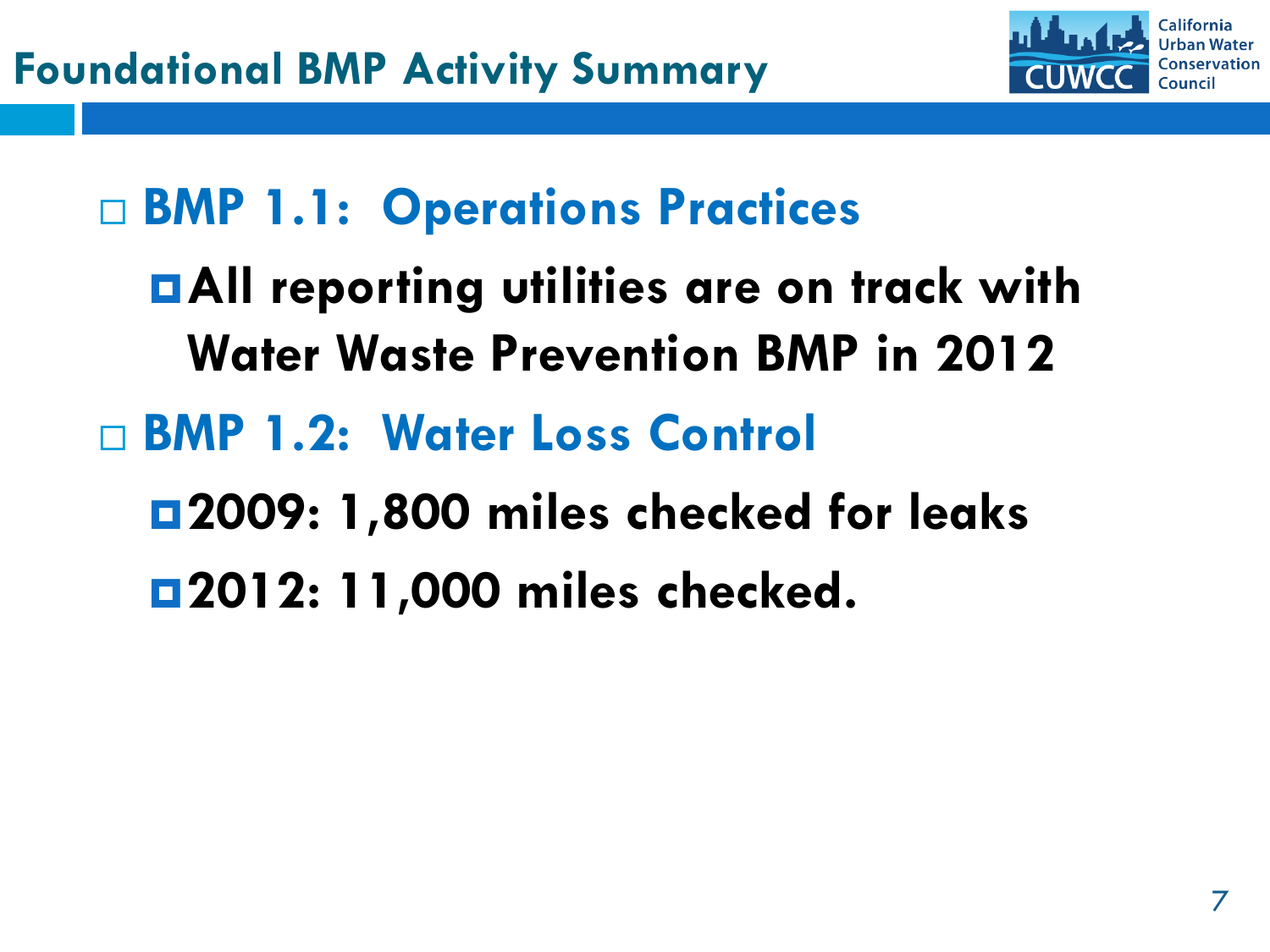# Foundational BMP Activity Summary

- **BMP 1.1: Operations Practices**
  - **All reporting utilities are on track with Water Waste Prevention BMP in 2012**
- **BMP 1.2: Water Loss Control**
  - **2009: 1,800 miles checked for leaks**
  - **2012: 11,000 miles checked.**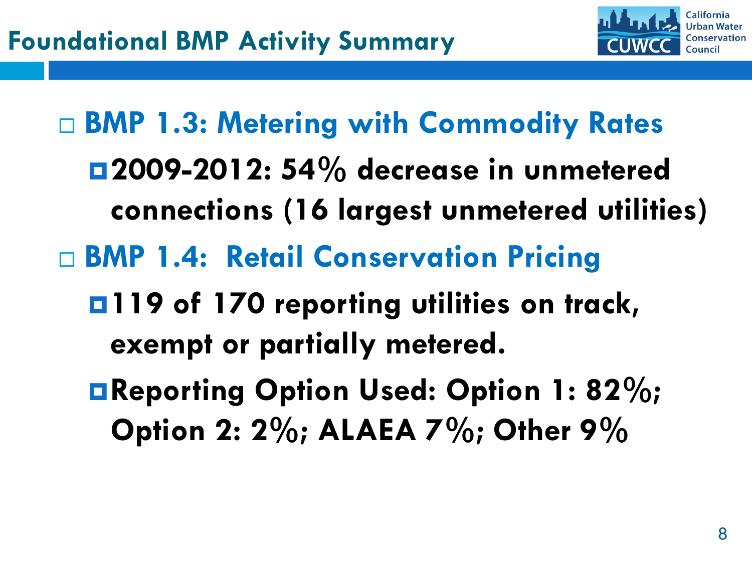# Foundational BMP Activity Summary

- **BMP 1.3: Metering with Commodity Rates**
  - **2009-2012: 54% decrease in unmetered connections (16 largest unmetered utilities)**
- **BMP 1.4: Retail Conservation Pricing**
  - **119 of 170 reporting utilities on track, exempt or partially metered.**
  - **Reporting Option Used: Option 1: 82%; Option 2: 2%; ALAEA 7%; Other 9%**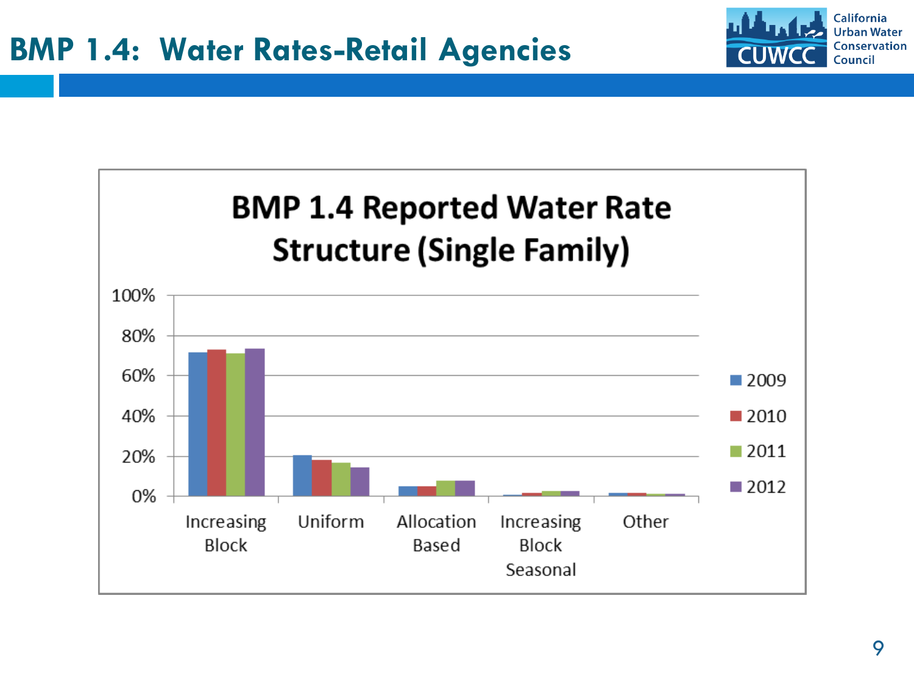# BMP 1.4: Water Rates-Retail Agencies

**BMP 1.4 Reported Water Rate Structure (Single Family)**

100%
80%
60%
40%
20%
0%

Increasing Block | Uniform | Allocation Based | Increasing Block Seasonal | Other

2009
2010
2011
2012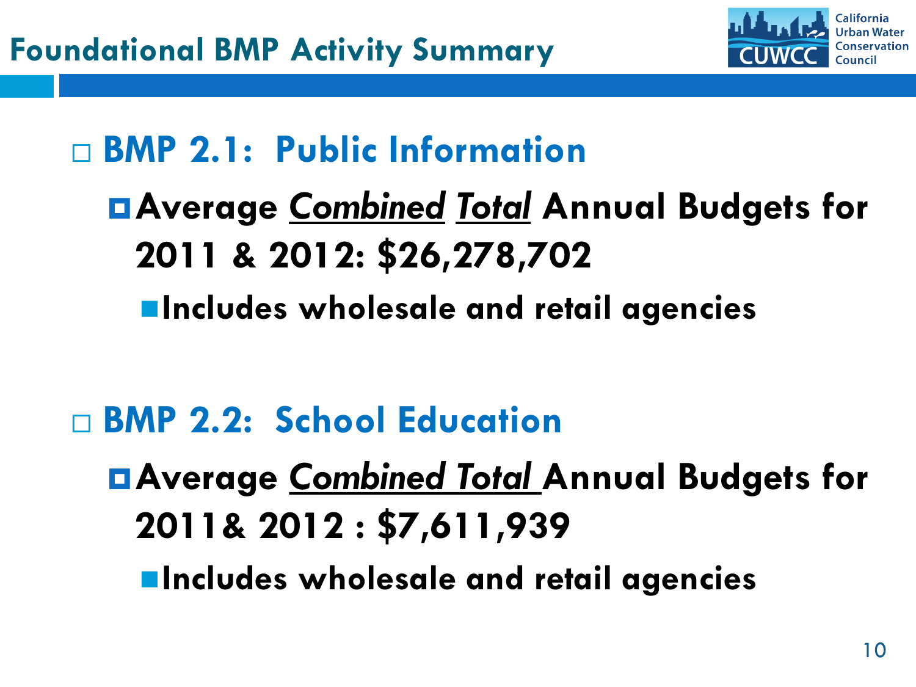# Foundational BMP Activity Summary

- **BMP 2.1: Public Information**
  - **Average *Combined Total* Annual Budgets for 2011 & 2012: $26,278,702**
    - **Includes wholesale and retail agencies**

- **BMP 2.2: School Education**
  - **Average *Combined Total* Annual Budgets for 2011& 2012 : $7,611,939**
    - **Includes wholesale and retail agencies**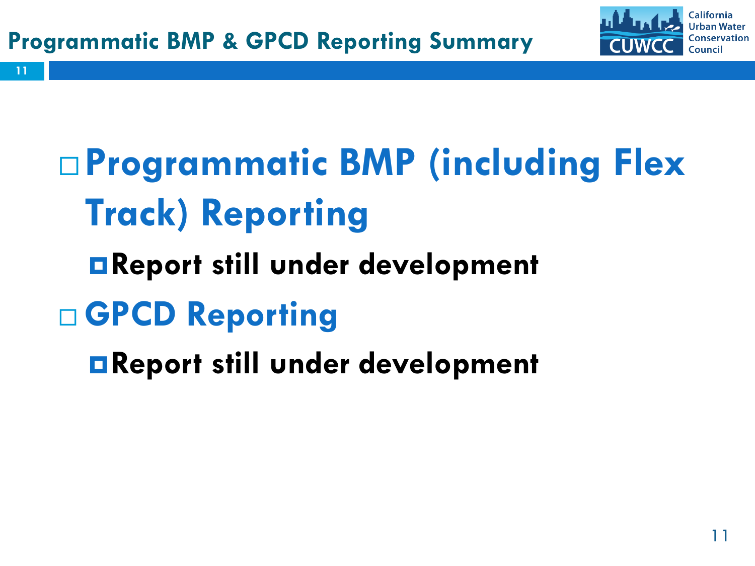# Programmatic BMP & GPCD Reporting Summary

- **Programmatic BMP (including Flex Track) Reporting**
  - **Report still under development**
- **GPCD Reporting**
  - **Report still under development**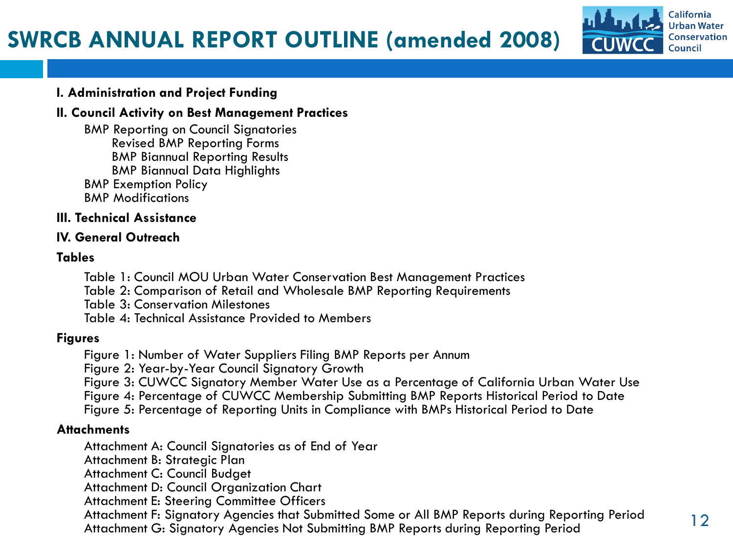# SWRCB ANNUAL REPORT OUTLINE (amended 2008)

**I. Administration and Project Funding**

**II. Council Activity on Best Management Practices**

- BMP Reporting on Council Signatories
  - Revised BMP Reporting Forms
  - BMP Biannual Reporting Results
  - BMP Biannual Data Highlights
- BMP Exemption Policy
- BMP Modifications

**III. Technical Assistance**

**IV. General Outreach**

**Tables**

- Table 1: Council MOU Urban Water Conservation Best Management Practices
- Table 2: Comparison of Retail and Wholesale BMP Reporting Requirements
- Table 3: Conservation Milestones
- Table 4: Technical Assistance Provided to Members

**Figures**

- Figure 1: Number of Water Suppliers Filing BMP Reports per Annum
- Figure 2: Year-by-Year Council Signatory Growth
- Figure 3: CUWCC Signatory Member Water Use as a Percentage of California Urban Water Use
- Figure 4: Percentage of CUWCC Membership Submitting BMP Reports Historical Period to Date
- Figure 5: Percentage of Reporting Units in Compliance with BMPs Historical Period to Date

**Attachments**

- Attachment A: Council Signatories as of End of Year
- Attachment B: Strategic Plan
- Attachment C: Council Budget
- Attachment D: Council Organization Chart
- Attachment E: Steering Committee Officers
- Attachment F: Signatory Agencies that Submitted Some or All BMP Reports during Reporting Period
- Attachment G: Signatory Agencies Not Submitting BMP Reports during Reporting Period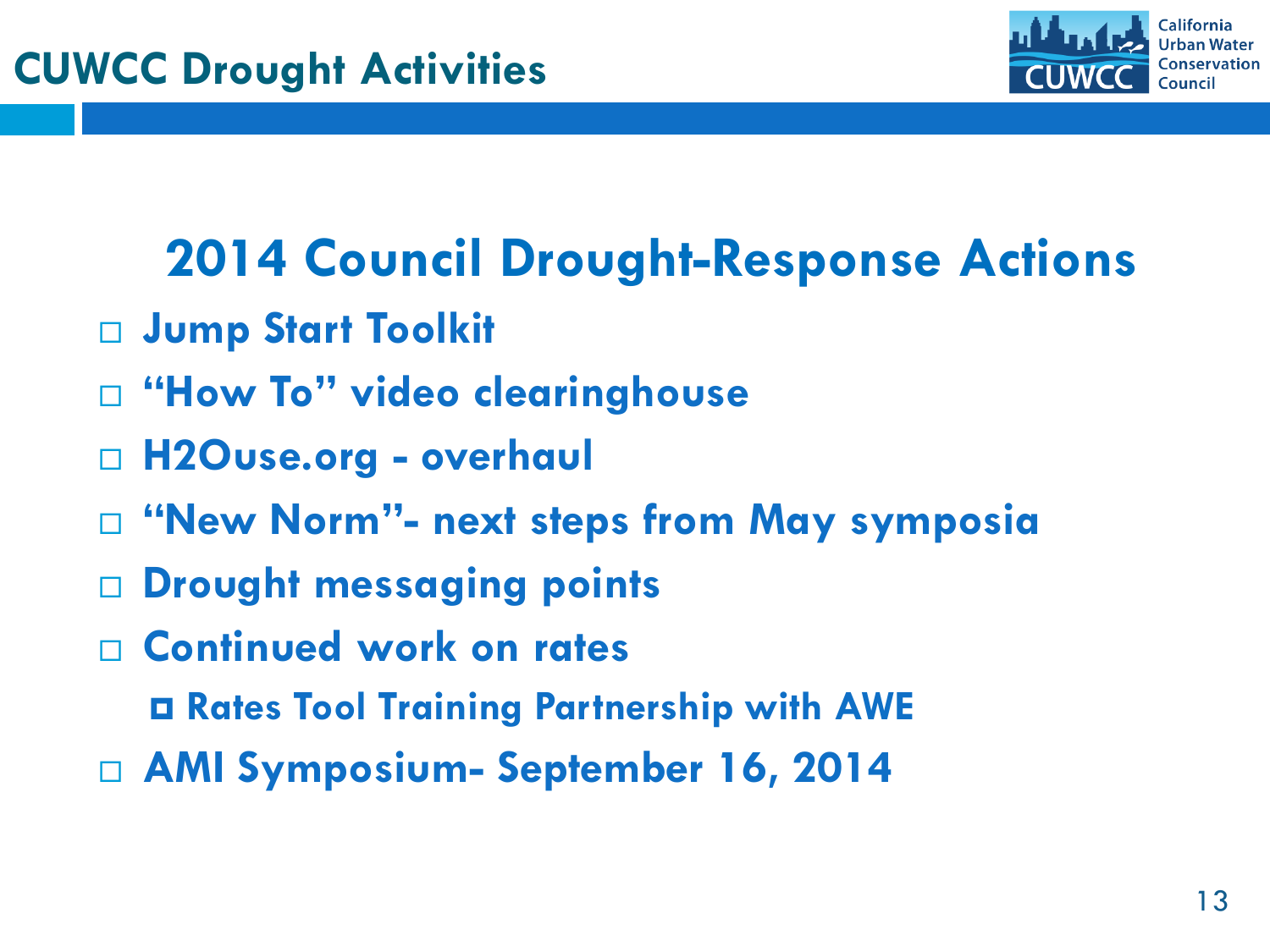# CUWCC Drought Activities

## 2014 Council Drought-Response Actions

- Jump Start Toolkit
- "How To" video clearinghouse
- H2Ouse.org - overhaul
- "New Norm"- next steps from May symposia
- Drought messaging points
- Continued work on rates
  - Rates Tool Training Partnership with AWE
- AMI Symposium- September 16, 2014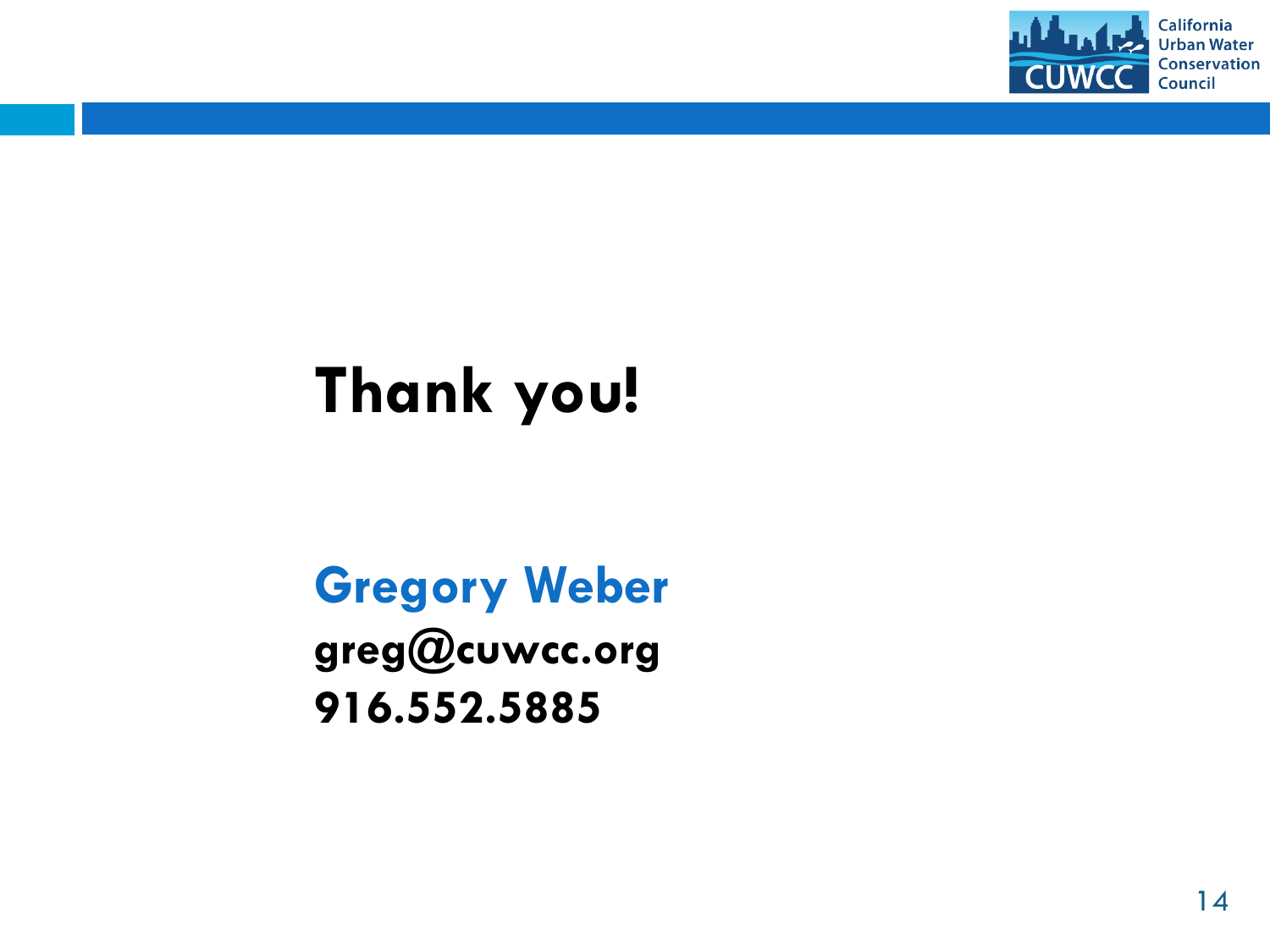# Thank you!

**Gregory Weber**

**greg@cuwcc.org**

**916.552.5885**